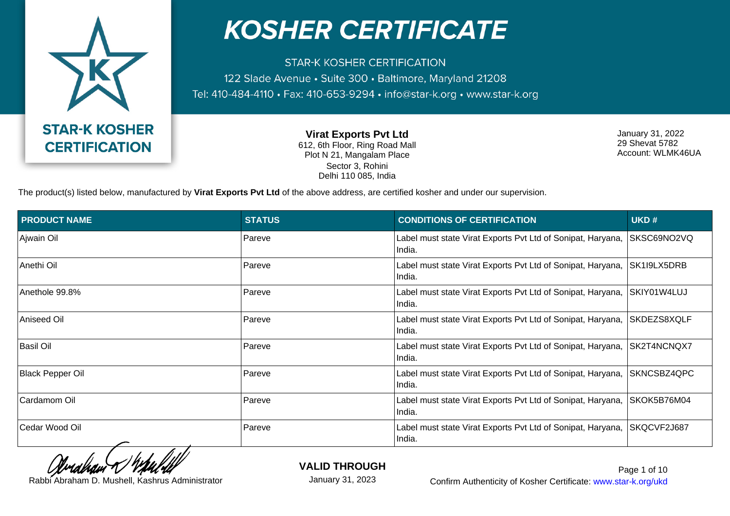# KOSHER CERTIFICATE

STAR-K KOSHER CERTIFICATION
122 Slade Avenue • Suite 300 • Baltimore, Maryland 21208
Tel: 410-484-4110 • Fax: 410-653-9294 • info@star-k.org • www.star-k.org

**STAR-K KOSHER CERTIFICATION**

**Virat Exports Pvt Ltd**
612, 6th Floor, Ring Road Mall
Plot N 21, Mangalam Place
Sector 3, Rohini
Delhi 110 085, India

January 31, 2022
29 Shevat 5782
Account: WLMK46UA

The product(s) listed below, manufactured by **Virat Exports Pvt Ltd** of the above address, are certified kosher and under our supervision.

| PRODUCT NAME | STATUS | CONDITIONS OF CERTIFICATION | UKD # |
|---|---|---|---|
| Ajwain Oil | Pareve | Label must state Virat Exports Pvt Ltd of Sonipat, Haryana, India. | SKSC69NO2VQ |
| Anethi Oil | Pareve | Label must state Virat Exports Pvt Ltd of Sonipat, Haryana, India. | SK1I9LX5DRB |
| Anethole 99.8% | Pareve | Label must state Virat Exports Pvt Ltd of Sonipat, Haryana, India. | SKIY01W4LUJ |
| Aniseed Oil | Pareve | Label must state Virat Exports Pvt Ltd of Sonipat, Haryana, India. | SKDEZS8XQLF |
| Basil Oil | Pareve | Label must state Virat Exports Pvt Ltd of Sonipat, Haryana, India. | SK2T4NCNQX7 |
| Black Pepper Oil | Pareve | Label must state Virat Exports Pvt Ltd of Sonipat, Haryana, India. | SKNCSBZ4QPC |
| Cardamom Oil | Pareve | Label must state Virat Exports Pvt Ltd of Sonipat, Haryana, India. | SKOK5B76M04 |
| Cedar Wood Oil | Pareve | Label must state Virat Exports Pvt Ltd of Sonipat, Haryana, India. | SKQCVF2J687 |

Rabbi Abraham D. Mushell, Kashrus Administrator

**VALID THROUGH**
January 31, 2023

Confirm Authenticity of Kosher Certificate: www.star-k.org/ukd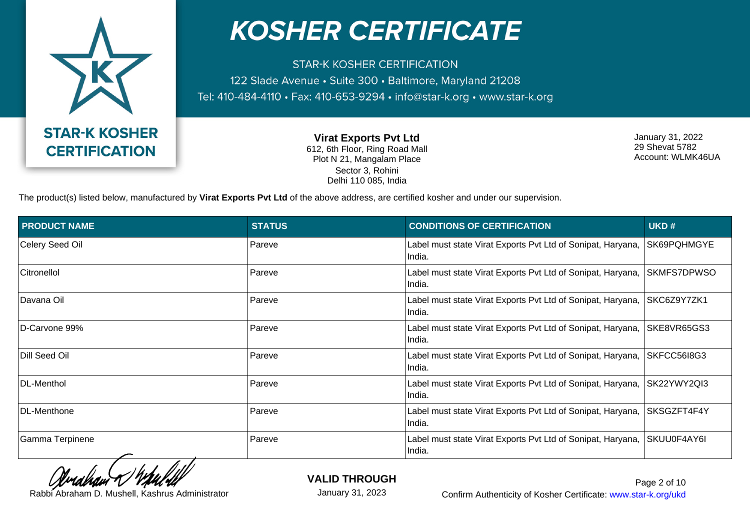# KOSHER CERTIFICATE

STAR-K KOSHER CERTIFICATION
122 Slade Avenue • Suite 300 • Baltimore, Maryland 21208
Tel: 410-484-4110 • Fax: 410-653-9294 • info@star-k.org • www.star-k.org

STAR-K KOSHER CERTIFICATION

**Virat Exports Pvt Ltd**
612, 6th Floor, Ring Road Mall
Plot N 21, Mangalam Place
Sector 3, Rohini
Delhi 110 085, India

January 31, 2022
29 Shevat 5782
Account: WLMK46UA

The product(s) listed below, manufactured by **Virat Exports Pvt Ltd** of the above address, are certified kosher and under our supervision.

| PRODUCT NAME | STATUS | CONDITIONS OF CERTIFICATION | UKD # |
|---|---|---|---|
| Celery Seed Oil | Pareve | Label must state Virat Exports Pvt Ltd of Sonipat, Haryana, India. | SK69PQHMGYE |
| Citronellol | Pareve | Label must state Virat Exports Pvt Ltd of Sonipat, Haryana, India. | SKMFS7DPWSO |
| Davana Oil | Pareve | Label must state Virat Exports Pvt Ltd of Sonipat, Haryana, India. | SKC6Z9Y7ZK1 |
| D-Carvone 99% | Pareve | Label must state Virat Exports Pvt Ltd of Sonipat, Haryana, India. | SKE8VR65GS3 |
| Dill Seed Oil | Pareve | Label must state Virat Exports Pvt Ltd of Sonipat, Haryana, India. | SKFCC56I8G3 |
| DL-Menthol | Pareve | Label must state Virat Exports Pvt Ltd of Sonipat, Haryana, India. | SK22YWY2QI3 |
| DL-Menthone | Pareve | Label must state Virat Exports Pvt Ltd of Sonipat, Haryana, India. | SKSGZFT4F4Y |
| Gamma Terpinene | Pareve | Label must state Virat Exports Pvt Ltd of Sonipat, Haryana, India. | SKUU0F4AY6I |

Rabbi Abraham D. Mushell, Kashrus Administrator

**VALID THROUGH**
January 31, 2023

Confirm Authenticity of Kosher Certificate: www.star-k.org/ukd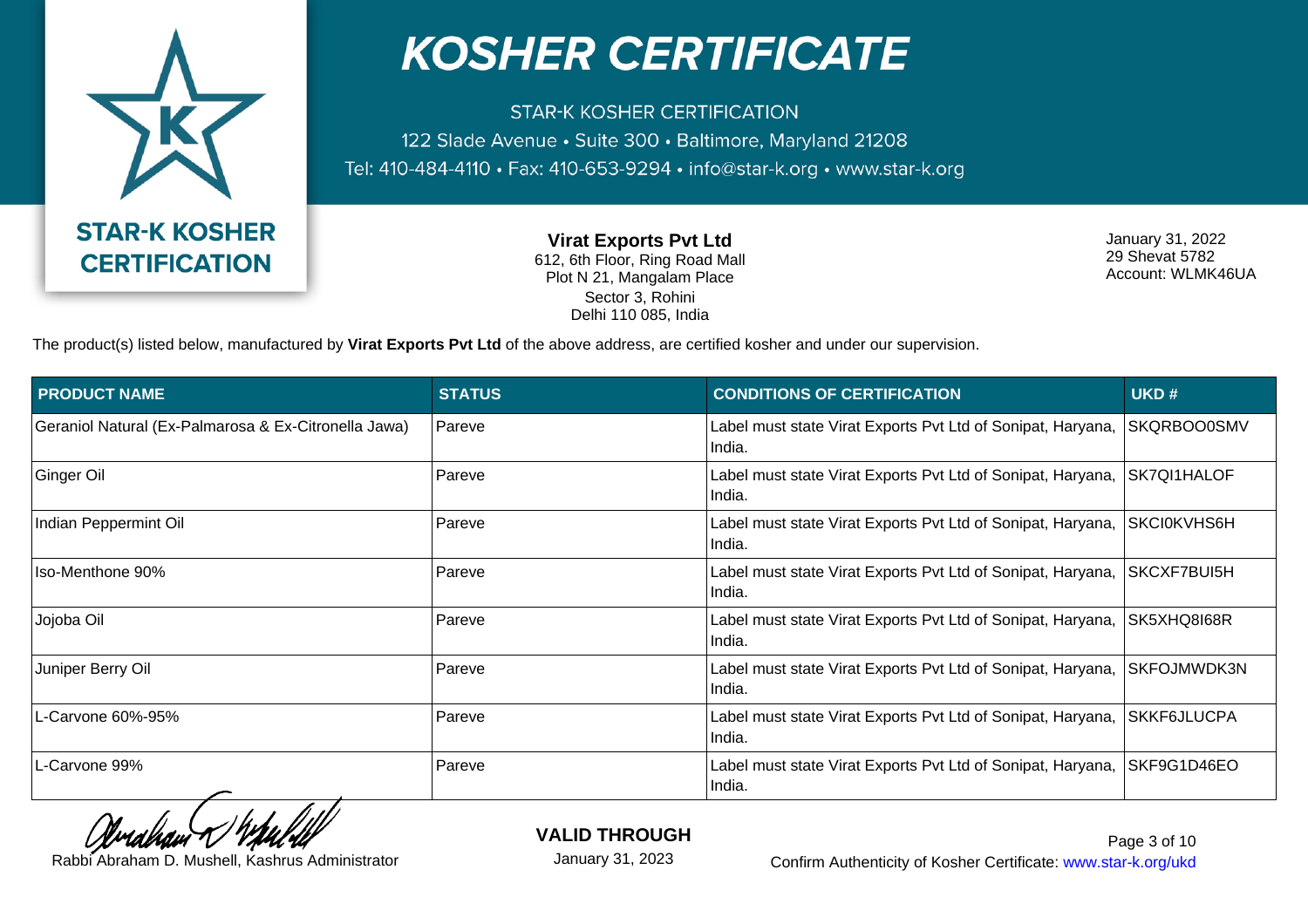# KOSHER CERTIFICATE

STAR-K KOSHER CERTIFICATION
122 Slade Avenue • Suite 300 • Baltimore, Maryland 21208
Tel: 410-484-4110 • Fax: 410-653-9294 • info@star-k.org • www.star-k.org

STAR-K KOSHER CERTIFICATION

**Virat Exports Pvt Ltd**
612, 6th Floor, Ring Road Mall
Plot N 21, Mangalam Place
Sector 3, Rohini
Delhi 110 085, India

January 31, 2022
29 Shevat 5782
Account: WLMK46UA

The product(s) listed below, manufactured by **Virat Exports Pvt Ltd** of the above address, are certified kosher and under our supervision.

| PRODUCT NAME | STATUS | CONDITIONS OF CERTIFICATION | UKD # |
|---|---|---|---|
| Geraniol Natural (Ex-Palmarosa & Ex-Citronella Jawa) | Pareve | Label must state Virat Exports Pvt Ltd of Sonipat, Haryana, India. | SKQRBOO0SMV |
| Ginger Oil | Pareve | Label must state Virat Exports Pvt Ltd of Sonipat, Haryana, India. | SK7QI1HALOF |
| Indian Peppermint Oil | Pareve | Label must state Virat Exports Pvt Ltd of Sonipat, Haryana, India. | SKCI0KVHS6H |
| Iso-Menthone 90% | Pareve | Label must state Virat Exports Pvt Ltd of Sonipat, Haryana, India. | SKCXF7BUI5H |
| Jojoba Oil | Pareve | Label must state Virat Exports Pvt Ltd of Sonipat, Haryana, India. | SK5XHQ8I68R |
| Juniper Berry Oil | Pareve | Label must state Virat Exports Pvt Ltd of Sonipat, Haryana, India. | SKFOJMWDK3N |
| L-Carvone 60%-95% | Pareve | Label must state Virat Exports Pvt Ltd of Sonipat, Haryana, India. | SKKF6JLUCPA |
| L-Carvone 99% | Pareve | Label must state Virat Exports Pvt Ltd of Sonipat, Haryana, India. | SKF9G1D46EO |

Rabbi Abraham D. Mushell, Kashrus Administrator

**VALID THROUGH**
January 31, 2023

Confirm Authenticity of Kosher Certificate: www.star-k.org/ukd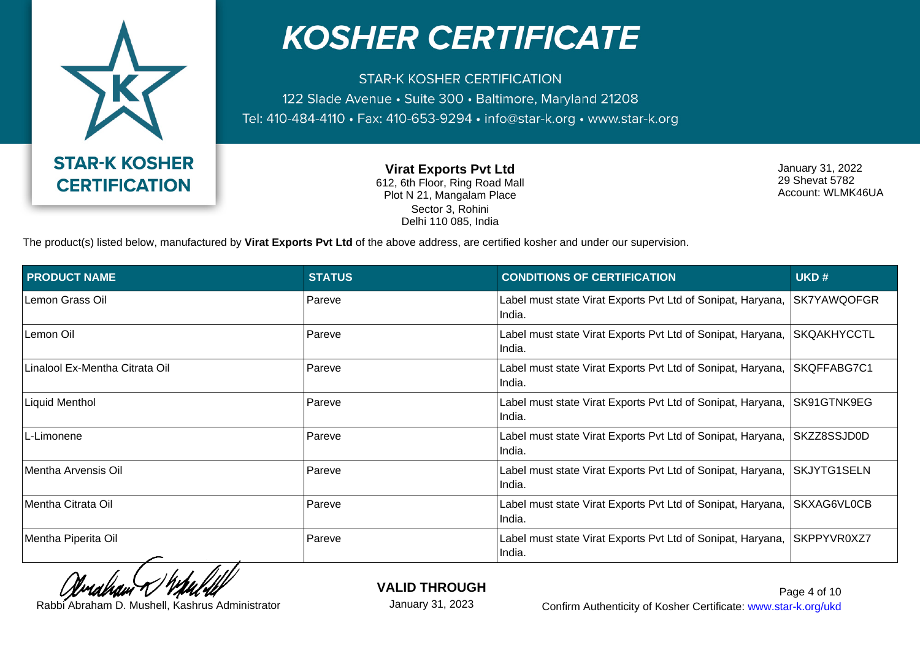# KOSHER CERTIFICATE

STAR-K KOSHER CERTIFICATION
122 Slade Avenue • Suite 300 • Baltimore, Maryland 21208
Tel: 410-484-4110 • Fax: 410-653-9294 • info@star-k.org • www.star-k.org

STAR-K KOSHER CERTIFICATION

**Virat Exports Pvt Ltd**
612, 6th Floor, Ring Road Mall
Plot N 21, Mangalam Place
Sector 3, Rohini
Delhi 110 085, India

January 31, 2022
29 Shevat 5782
Account: WLMK46UA

The product(s) listed below, manufactured by **Virat Exports Pvt Ltd** of the above address, are certified kosher and under our supervision.

| PRODUCT NAME | STATUS | CONDITIONS OF CERTIFICATION | UKD # |
|---|---|---|---|
| Lemon Grass Oil | Pareve | Label must state Virat Exports Pvt Ltd of Sonipat, Haryana, India. | SK7YAWQOFGR |
| Lemon Oil | Pareve | Label must state Virat Exports Pvt Ltd of Sonipat, Haryana, India. | SKQAKHYCCTL |
| Linalool Ex-Mentha Citrata Oil | Pareve | Label must state Virat Exports Pvt Ltd of Sonipat, Haryana, India. | SKQFFABG7C1 |
| Liquid Menthol | Pareve | Label must state Virat Exports Pvt Ltd of Sonipat, Haryana, India. | SK91GTNK9EG |
| L-Limonene | Pareve | Label must state Virat Exports Pvt Ltd of Sonipat, Haryana, India. | SKZZ8SSJD0D |
| Mentha Arvensis Oil | Pareve | Label must state Virat Exports Pvt Ltd of Sonipat, Haryana, India. | SKJYTG1SELN |
| Mentha Citrata Oil | Pareve | Label must state Virat Exports Pvt Ltd of Sonipat, Haryana, India. | SKXAG6VL0CB |
| Mentha Piperita Oil | Pareve | Label must state Virat Exports Pvt Ltd of Sonipat, Haryana, India. | SKPPYVR0XZ7 |

Rabbi Abraham D. Mushell, Kashrus Administrator

**VALID THROUGH**
January 31, 2023

Confirm Authenticity of Kosher Certificate: www.star-k.org/ukd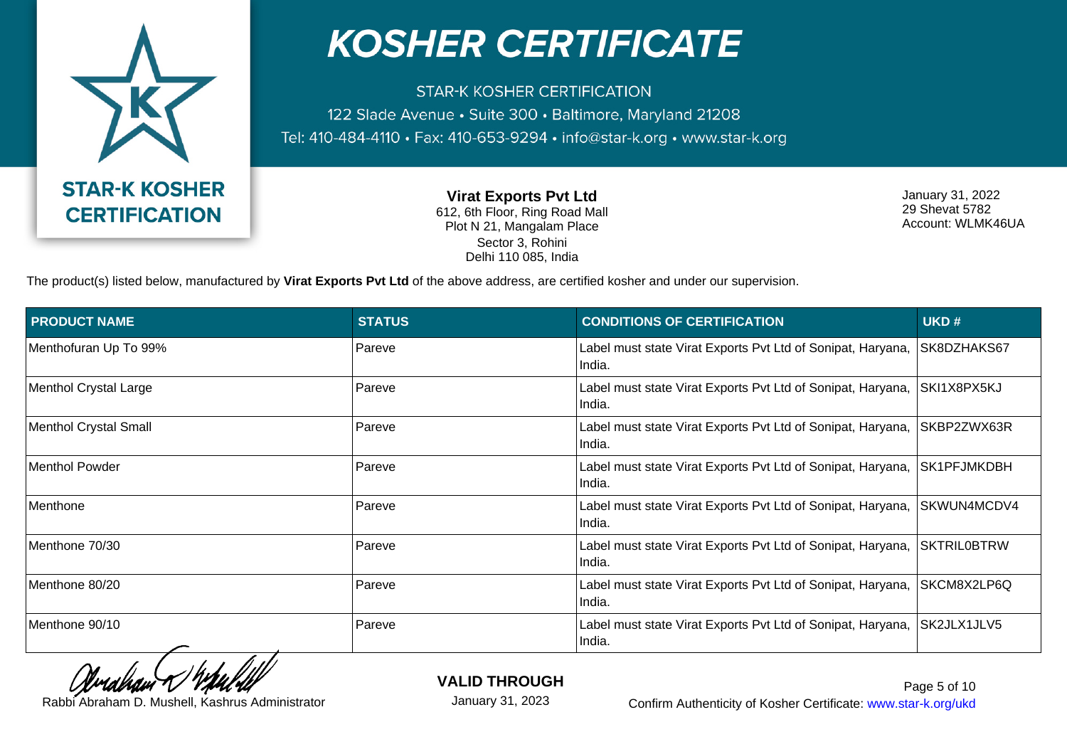# KOSHER CERTIFICATE

STAR-K KOSHER CERTIFICATION
122 Slade Avenue • Suite 300 • Baltimore, Maryland 21208
Tel: 410-484-4110 • Fax: 410-653-9294 • info@star-k.org • www.star-k.org

STAR-K KOSHER CERTIFICATION

**Virat Exports Pvt Ltd**
612, 6th Floor, Ring Road Mall
Plot N 21, Mangalam Place
Sector 3, Rohini
Delhi 110 085, India

January 31, 2022
29 Shevat 5782
Account: WLMK46UA

The product(s) listed below, manufactured by **Virat Exports Pvt Ltd** of the above address, are certified kosher and under our supervision.

| PRODUCT NAME | STATUS | CONDITIONS OF CERTIFICATION | UKD # |
|---|---|---|---|
| Menthofuran Up To 99% | Pareve | Label must state Virat Exports Pvt Ltd of Sonipat, Haryana, India. | SK8DZHAKS67 |
| Menthol Crystal Large | Pareve | Label must state Virat Exports Pvt Ltd of Sonipat, Haryana, India. | SKI1X8PX5KJ |
| Menthol Crystal Small | Pareve | Label must state Virat Exports Pvt Ltd of Sonipat, Haryana, India. | SKBP2ZWX63R |
| Menthol Powder | Pareve | Label must state Virat Exports Pvt Ltd of Sonipat, Haryana, India. | SK1PFJMKDBH |
| Menthone | Pareve | Label must state Virat Exports Pvt Ltd of Sonipat, Haryana, India. | SKWUN4MCDV4 |
| Menthone 70/30 | Pareve | Label must state Virat Exports Pvt Ltd of Sonipat, Haryana, India. | SKTRIL0BTRW |
| Menthone 80/20 | Pareve | Label must state Virat Exports Pvt Ltd of Sonipat, Haryana, India. | SKCM8X2LP6Q |
| Menthone 90/10 | Pareve | Label must state Virat Exports Pvt Ltd of Sonipat, Haryana, India. | SK2JLX1JLV5 |

Rabbi Abraham D. Mushell, Kashrus Administrator

**VALID THROUGH**
January 31, 2023

Confirm Authenticity of Kosher Certificate: www.star-k.org/ukd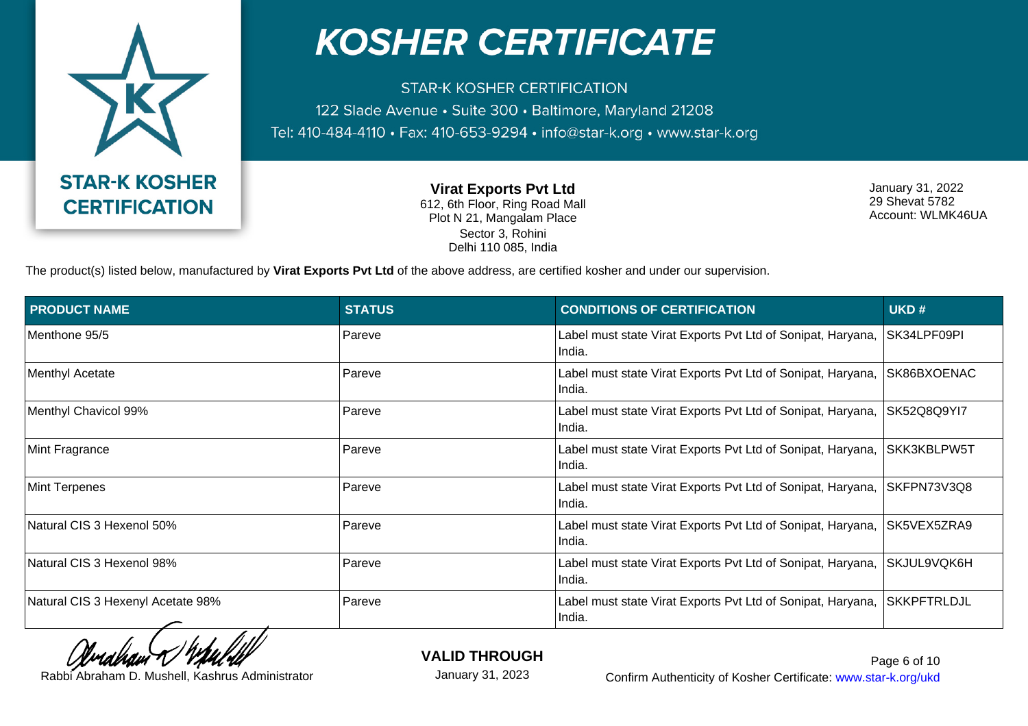STAR-K KOSHER CERTIFICATION

# KOSHER CERTIFICATE

STAR-K KOSHER CERTIFICATION
122 Slade Avenue • Suite 300 • Baltimore, Maryland 21208
Tel: 410-484-4110 • Fax: 410-653-9294 • info@star-k.org • www.star-k.org

**Virat Exports Pvt Ltd**
612, 6th Floor, Ring Road Mall
Plot N 21, Mangalam Place
Sector 3, Rohini
Delhi 110 085, India

January 31, 2022
29 Shevat 5782
Account: WLMK46UA

The product(s) listed below, manufactured by **Virat Exports Pvt Ltd** of the above address, are certified kosher and under our supervision.

| PRODUCT NAME | STATUS | CONDITIONS OF CERTIFICATION | UKD # |
|---|---|---|---|
| Menthone 95/5 | Pareve | Label must state Virat Exports Pvt Ltd of Sonipat, Haryana, India. | SK34LPF09PI |
| Menthyl Acetate | Pareve | Label must state Virat Exports Pvt Ltd of Sonipat, Haryana, India. | SK86BXOENAC |
| Menthyl Chavicol 99% | Pareve | Label must state Virat Exports Pvt Ltd of Sonipat, Haryana, India. | SK52Q8Q9YI7 |
| Mint Fragrance | Pareve | Label must state Virat Exports Pvt Ltd of Sonipat, Haryana, India. | SKK3KBLPW5T |
| Mint Terpenes | Pareve | Label must state Virat Exports Pvt Ltd of Sonipat, Haryana, India. | SKFPN73V3Q8 |
| Natural CIS 3 Hexenol 50% | Pareve | Label must state Virat Exports Pvt Ltd of Sonipat, Haryana, India. | SK5VEX5ZRA9 |
| Natural CIS 3 Hexenol 98% | Pareve | Label must state Virat Exports Pvt Ltd of Sonipat, Haryana, India. | SKJUL9VQK6H |
| Natural CIS 3 Hexenyl Acetate 98% | Pareve | Label must state Virat Exports Pvt Ltd of Sonipat, Haryana, India. | SKKPFTRLDJL |

Rabbi Abraham D. Mushell, Kashrus Administrator

**VALID THROUGH**
January 31, 2023

Confirm Authenticity of Kosher Certificate: www.star-k.org/ukd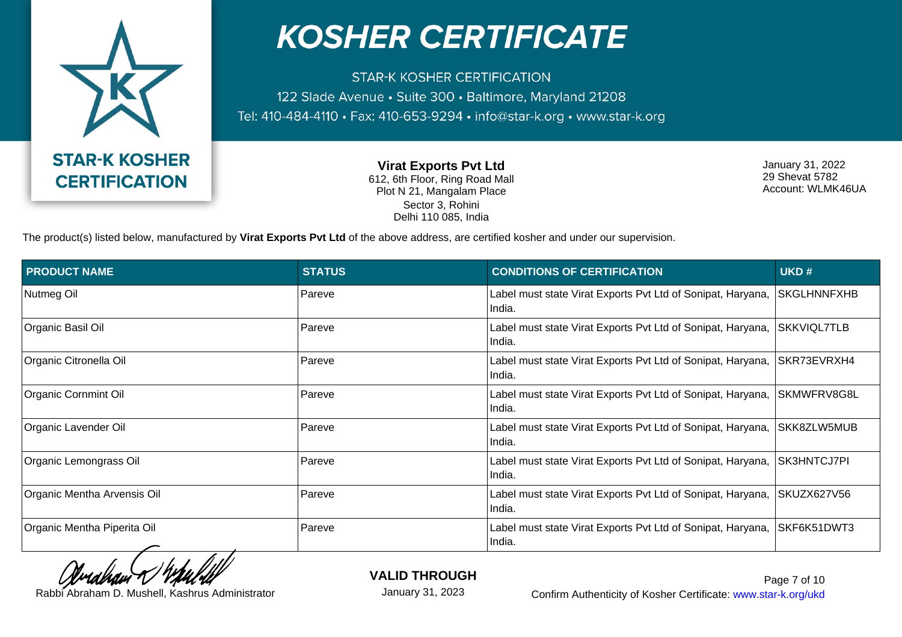# KOSHER CERTIFICATE

STAR-K KOSHER CERTIFICATION
122 Slade Avenue • Suite 300 • Baltimore, Maryland 21208
Tel: 410-484-4110 • Fax: 410-653-9294 • info@star-k.org • www.star-k.org

STAR-K KOSHER CERTIFICATION

**Virat Exports Pvt Ltd**
612, 6th Floor, Ring Road Mall
Plot N 21, Mangalam Place
Sector 3, Rohini
Delhi 110 085, India

January 31, 2022
29 Shevat 5782
Account: WLMK46UA

The product(s) listed below, manufactured by **Virat Exports Pvt Ltd** of the above address, are certified kosher and under our supervision.

| PRODUCT NAME | STATUS | CONDITIONS OF CERTIFICATION | UKD # |
|---|---|---|---|
| Nutmeg Oil | Pareve | Label must state Virat Exports Pvt Ltd of Sonipat, Haryana, India. | SKGLHNNFXHB |
| Organic Basil Oil | Pareve | Label must state Virat Exports Pvt Ltd of Sonipat, Haryana, India. | SKKVIQL7TLB |
| Organic Citronella Oil | Pareve | Label must state Virat Exports Pvt Ltd of Sonipat, Haryana, India. | SKR73EVRXH4 |
| Organic Cornmint Oil | Pareve | Label must state Virat Exports Pvt Ltd of Sonipat, Haryana, India. | SKMWFRV8G8L |
| Organic Lavender Oil | Pareve | Label must state Virat Exports Pvt Ltd of Sonipat, Haryana, India. | SKK8ZLW5MUB |
| Organic Lemongrass Oil | Pareve | Label must state Virat Exports Pvt Ltd of Sonipat, Haryana, India. | SK3HNTCJ7PI |
| Organic Mentha Arvensis Oil | Pareve | Label must state Virat Exports Pvt Ltd of Sonipat, Haryana, India. | SKUZX627V56 |
| Organic Mentha Piperita Oil | Pareve | Label must state Virat Exports Pvt Ltd of Sonipat, Haryana, India. | SKF6K51DWT3 |

Rabbi Abraham D. Mushell, Kashrus Administrator

**VALID THROUGH**
January 31, 2023

Confirm Authenticity of Kosher Certificate: www.star-k.org/ukd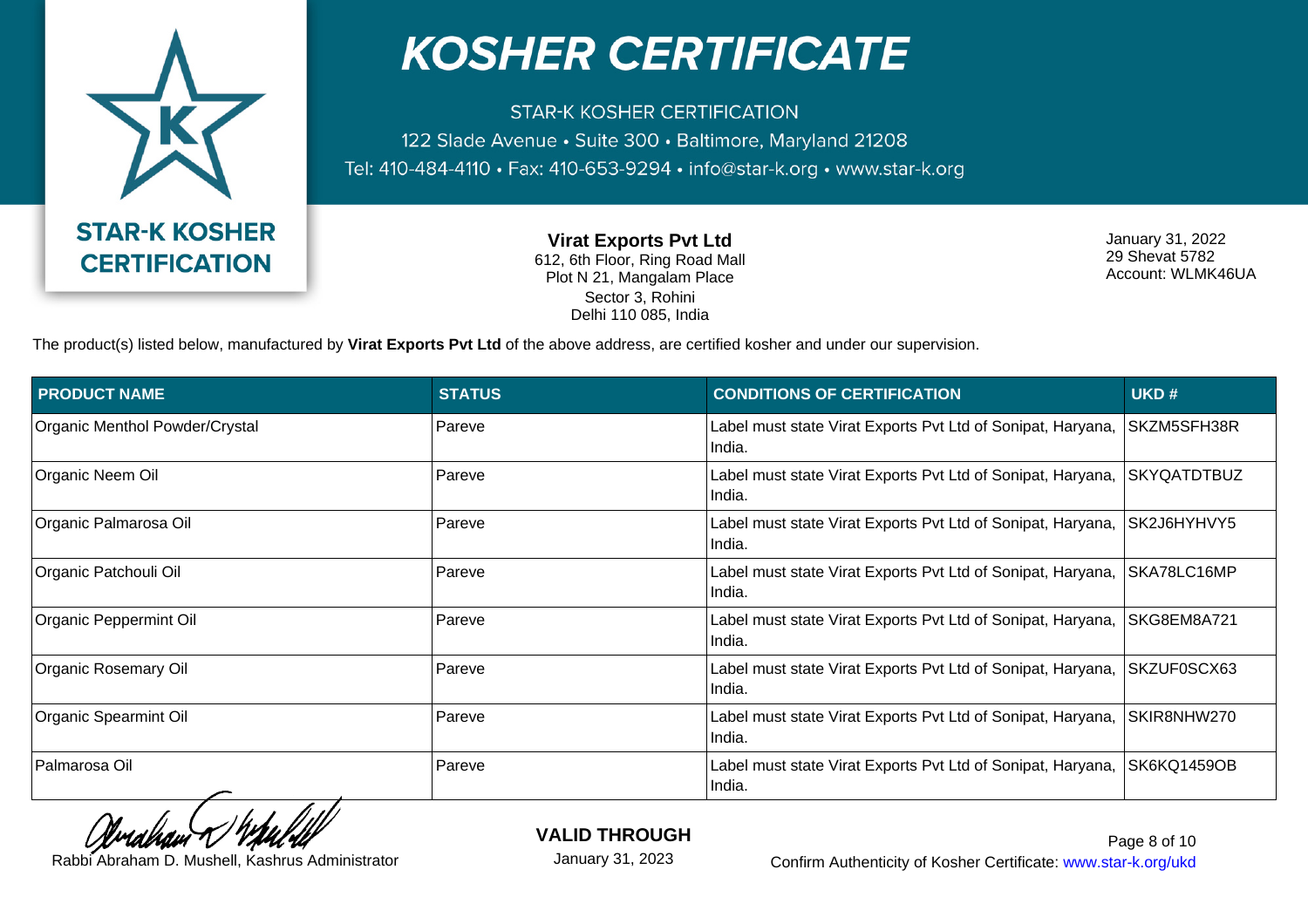# KOSHER CERTIFICATE

STAR-K KOSHER CERTIFICATION

122 Slade Avenue • Suite 300 • Baltimore, Maryland 21208

Tel: 410-484-4110 • Fax: 410-653-9294 • info@star-k.org • www.star-k.org

STAR-K KOSHER CERTIFICATION

**Virat Exports Pvt Ltd**
612, 6th Floor, Ring Road Mall
Plot N 21, Mangalam Place
Sector 3, Rohini
Delhi 110 085, India

January 31, 2022
29 Shevat 5782
Account: WLMK46UA

The product(s) listed below, manufactured by **Virat Exports Pvt Ltd** of the above address, are certified kosher and under our supervision.

| PRODUCT NAME | STATUS | CONDITIONS OF CERTIFICATION | UKD # |
|---|---|---|---|
| Organic Menthol Powder/Crystal | Pareve | Label must state Virat Exports Pvt Ltd of Sonipat, Haryana, India. | SKZM5SFH38R |
| Organic Neem Oil | Pareve | Label must state Virat Exports Pvt Ltd of Sonipat, Haryana, India. | SKYQATDTBUZ |
| Organic Palmarosa Oil | Pareve | Label must state Virat Exports Pvt Ltd of Sonipat, Haryana, India. | SK2J6HYHVY5 |
| Organic Patchouli Oil | Pareve | Label must state Virat Exports Pvt Ltd of Sonipat, Haryana, India. | SKA78LC16MP |
| Organic Peppermint Oil | Pareve | Label must state Virat Exports Pvt Ltd of Sonipat, Haryana, India. | SKG8EM8A721 |
| Organic Rosemary Oil | Pareve | Label must state Virat Exports Pvt Ltd of Sonipat, Haryana, India. | SKZUF0SCX63 |
| Organic Spearmint Oil | Pareve | Label must state Virat Exports Pvt Ltd of Sonipat, Haryana, India. | SKIR8NHW270 |
| Palmarosa Oil | Pareve | Label must state Virat Exports Pvt Ltd of Sonipat, Haryana, India. | SK6KQ1459OB |

Rabbi Abraham D. Mushell, Kashrus Administrator

**VALID THROUGH**
January 31, 2023

Confirm Authenticity of Kosher Certificate: www.star-k.org/ukd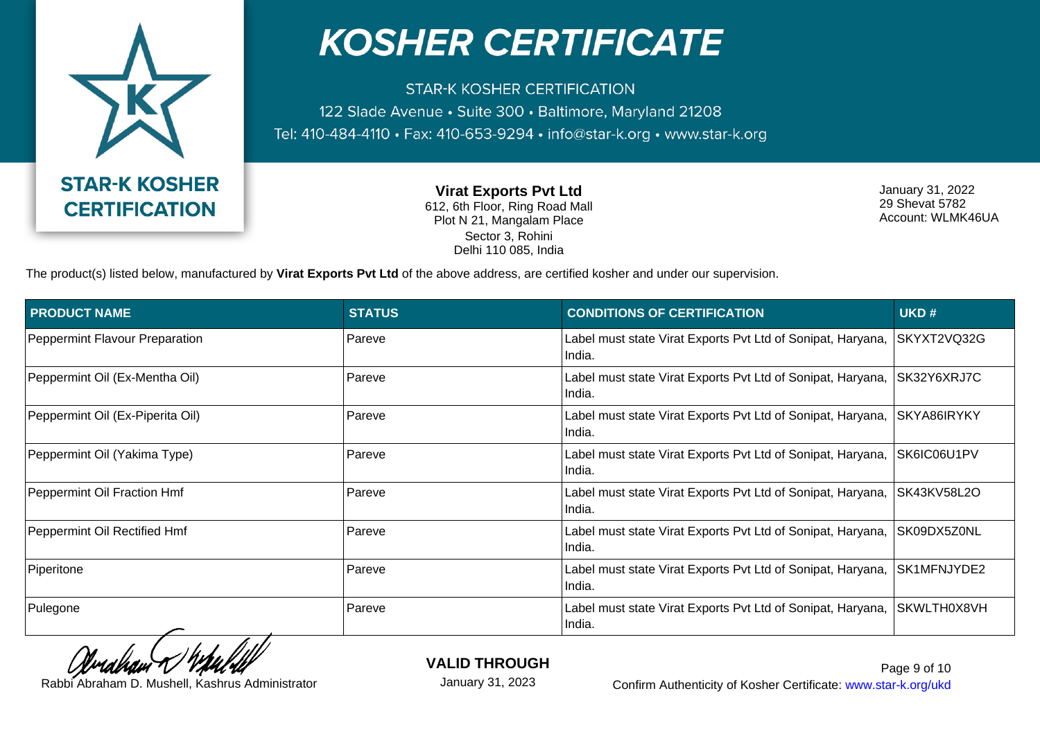# KOSHER CERTIFICATE

STAR-K KOSHER CERTIFICATION
122 Slade Avenue • Suite 300 • Baltimore, Maryland 21208
Tel: 410-484-4110 • Fax: 410-653-9294 • info@star-k.org • www.star-k.org

STAR-K KOSHER CERTIFICATION

**Virat Exports Pvt Ltd**
612, 6th Floor, Ring Road Mall
Plot N 21, Mangalam Place
Sector 3, Rohini
Delhi 110 085, India

January 31, 2022
29 Shevat 5782
Account: WLMK46UA

The product(s) listed below, manufactured by **Virat Exports Pvt Ltd** of the above address, are certified kosher and under our supervision.

| PRODUCT NAME | STATUS | CONDITIONS OF CERTIFICATION | UKD # |
|---|---|---|---|
| Peppermint Flavour Preparation | Pareve | Label must state Virat Exports Pvt Ltd of Sonipat, Haryana, India. | SKYXT2VQ32G |
| Peppermint Oil (Ex-Mentha Oil) | Pareve | Label must state Virat Exports Pvt Ltd of Sonipat, Haryana, India. | SK32Y6XRJ7C |
| Peppermint Oil (Ex-Piperita Oil) | Pareve | Label must state Virat Exports Pvt Ltd of Sonipat, Haryana, India. | SKYA86IRYKY |
| Peppermint Oil (Yakima Type) | Pareve | Label must state Virat Exports Pvt Ltd of Sonipat, Haryana, India. | SK6IC06U1PV |
| Peppermint Oil Fraction Hmf | Pareve | Label must state Virat Exports Pvt Ltd of Sonipat, Haryana, India. | SK43KV58L2O |
| Peppermint Oil Rectified Hmf | Pareve | Label must state Virat Exports Pvt Ltd of Sonipat, Haryana, India. | SK09DX5Z0NL |
| Piperitone | Pareve | Label must state Virat Exports Pvt Ltd of Sonipat, Haryana, India. | SK1MFNJYDE2 |
| Pulegone | Pareve | Label must state Virat Exports Pvt Ltd of Sonipat, Haryana, India. | SKWLTH0X8VH |

Rabbi Abraham D. Mushell, Kashrus Administrator

**VALID THROUGH**
January 31, 2023

Confirm Authenticity of Kosher Certificate: www.star-k.org/ukd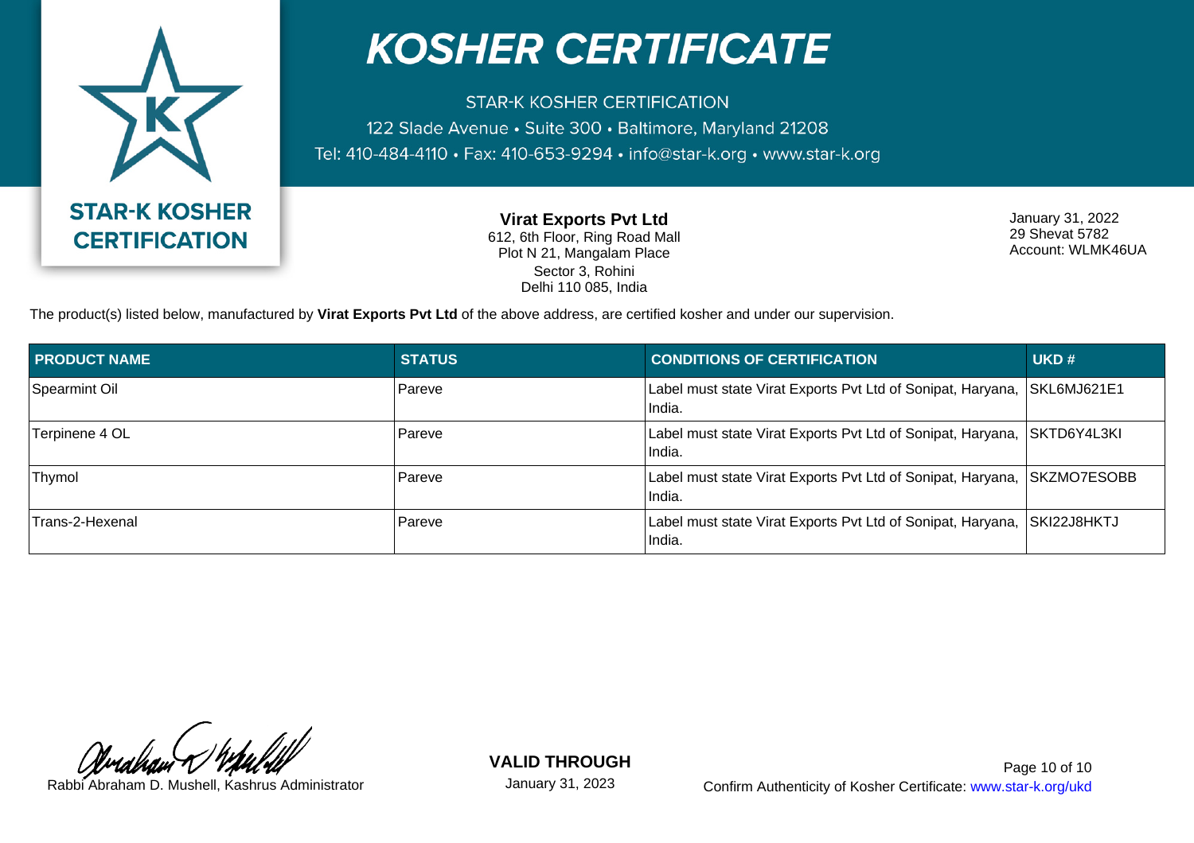# KOSHER CERTIFICATE

STAR-K KOSHER CERTIFICATION
122 Slade Avenue • Suite 300 • Baltimore, Maryland 21208
Tel: 410-484-4110 • Fax: 410-653-9294 • info@star-k.org • www.star-k.org

STAR-K KOSHER CERTIFICATION

**Virat Exports Pvt Ltd**
612, 6th Floor, Ring Road Mall
Plot N 21, Mangalam Place
Sector 3, Rohini
Delhi 110 085, India

January 31, 2022
29 Shevat 5782
Account: WLMK46UA

The product(s) listed below, manufactured by **Virat Exports Pvt Ltd** of the above address, are certified kosher and under our supervision.

| PRODUCT NAME | STATUS | CONDITIONS OF CERTIFICATION | UKD # |
|---|---|---|---|
| Spearmint Oil | Pareve | Label must state Virat Exports Pvt Ltd of Sonipat, Haryana, India. | SKL6MJ621E1 |
| Terpinene 4 OL | Pareve | Label must state Virat Exports Pvt Ltd of Sonipat, Haryana, India. | SKTD6Y4L3KI |
| Thymol | Pareve | Label must state Virat Exports Pvt Ltd of Sonipat, Haryana, India. | SKZMO7ESOBB |
| Trans-2-Hexenal | Pareve | Label must state Virat Exports Pvt Ltd of Sonipat, Haryana, India. | SKI22J8HKTJ |

Rabbi Abraham D. Mushell, Kashrus Administrator

**VALID THROUGH**
January 31, 2023

Confirm Authenticity of Kosher Certificate: www.star-k.org/ukd